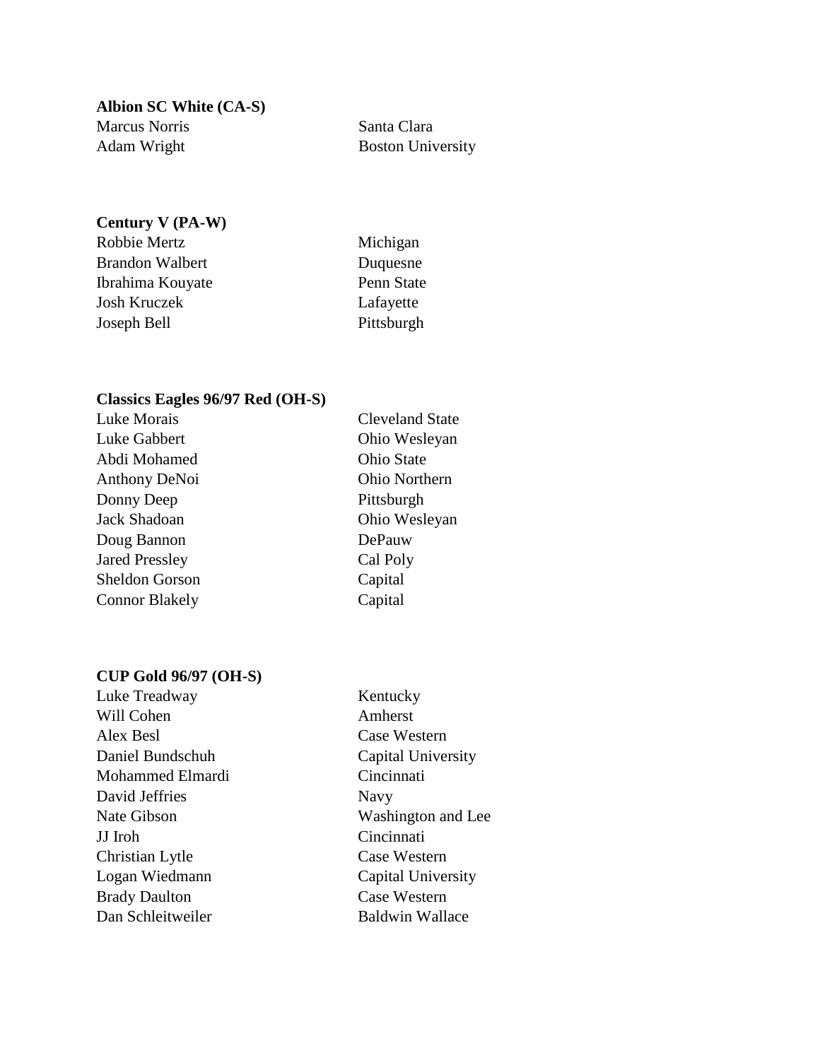**Albion SC White (CA-S)**

| | |
|---|---|
| Marcus Norris | Santa Clara |
| Adam Wright | Boston University |

**Century V (PA-W)**

| | |
|---|---|
| Robbie Mertz | Michigan |
| Brandon Walbert | Duquesne |
| Ibrahima Kouyate | Penn State |
| Josh Kruczek | Lafayette |
| Joseph Bell | Pittsburgh |

**Classics Eagles 96/97 Red (OH-S)**

| | |
|---|---|
| Luke Morais | Cleveland State |
| Luke Gabbert | Ohio Wesleyan |
| Abdi Mohamed | Ohio State |
| Anthony DeNoi | Ohio Northern |
| Donny Deep | Pittsburgh |
| Jack Shadoan | Ohio Wesleyan |
| Doug Bannon | DePauw |
| Jared Pressley | Cal Poly |
| Sheldon Gorson | Capital |
| Connor Blakely | Capital |

**CUP Gold 96/97 (OH-S)**

| | |
|---|---|
| Luke Treadway | Kentucky |
| Will Cohen | Amherst |
| Alex Besl | Case Western |
| Daniel Bundschuh | Capital University |
| Mohammed Elmardi | Cincinnati |
| David Jeffries | Navy |
| Nate Gibson | Washington and Lee |
| JJ Iroh | Cincinnati |
| Christian Lytle | Case Western |
| Logan Wiedmann | Capital University |
| Brady Daulton | Case Western |
| Dan Schleitweiler | Baldwin Wallace |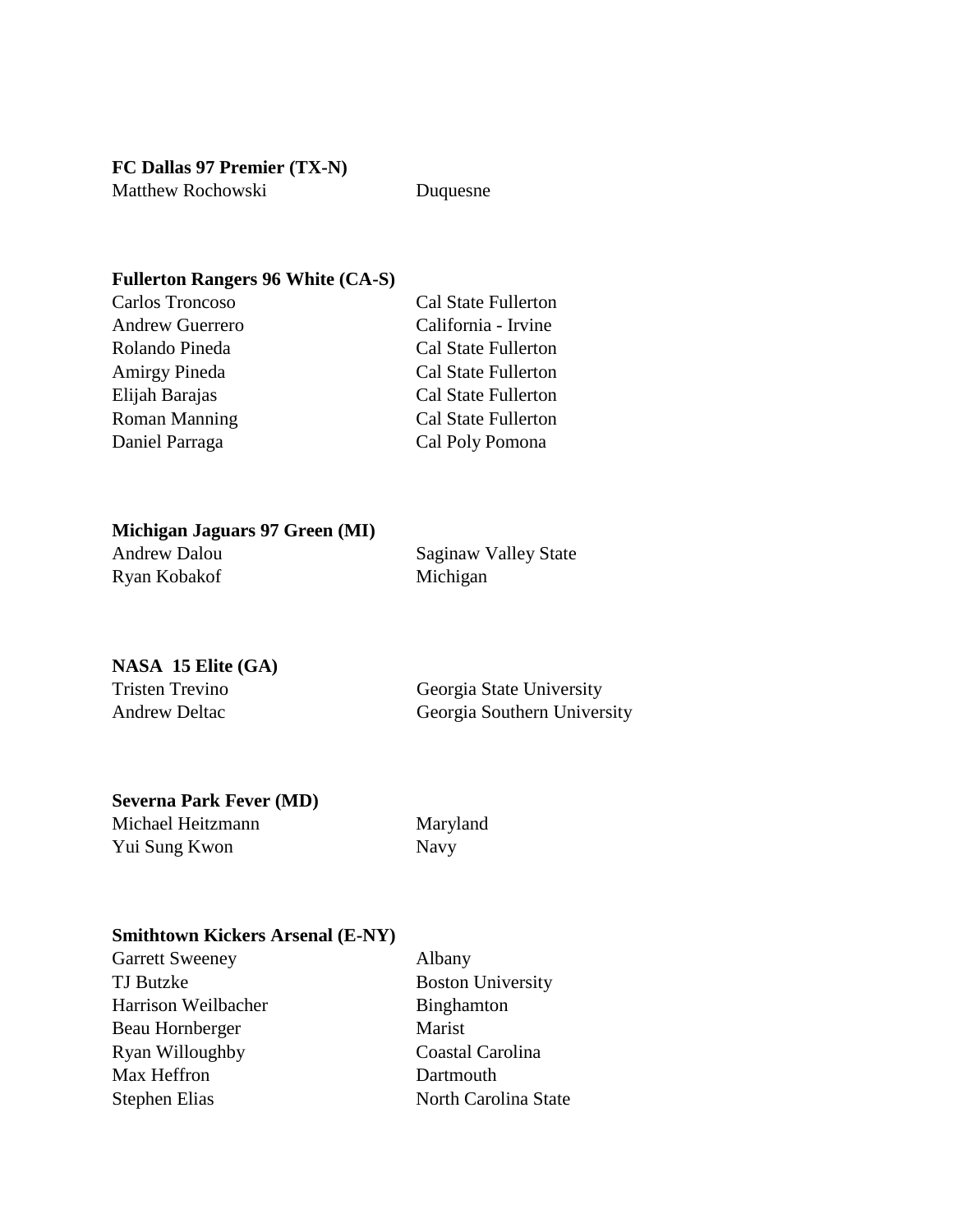**FC Dallas 97 Premier (TX-N)**

| | |
|---|---|
| Matthew Rochowski | Duquesne |

**Fullerton Rangers 96 White (CA-S)**

| | |
|---|---|
| Carlos Troncoso | Cal State Fullerton |
| Andrew Guerrero | California - Irvine |
| Rolando Pineda | Cal State Fullerton |
| Amirgy Pineda | Cal State Fullerton |
| Elijah Barajas | Cal State Fullerton |
| Roman Manning | Cal State Fullerton |
| Daniel Parraga | Cal Poly Pomona |

**Michigan Jaguars 97 Green (MI)**

| | |
|---|---|
| Andrew Dalou | Saginaw Valley State |
| Ryan Kobakof | Michigan |

**NASA 15 Elite (GA)**

| | |
|---|---|
| Tristen Trevino | Georgia State University |
| Andrew Deltac | Georgia Southern University |

**Severna Park Fever (MD)**

| | |
|---|---|
| Michael Heitzmann | Maryland |
| Yui Sung Kwon | Navy |

**Smithtown Kickers Arsenal (E-NY)**

| | |
|---|---|
| Garrett Sweeney | Albany |
| TJ Butzke | Boston University |
| Harrison Weilbacher | Binghamton |
| Beau Hornberger | Marist |
| Ryan Willoughby | Coastal Carolina |
| Max Heffron | Dartmouth |
| Stephen Elias | North Carolina State |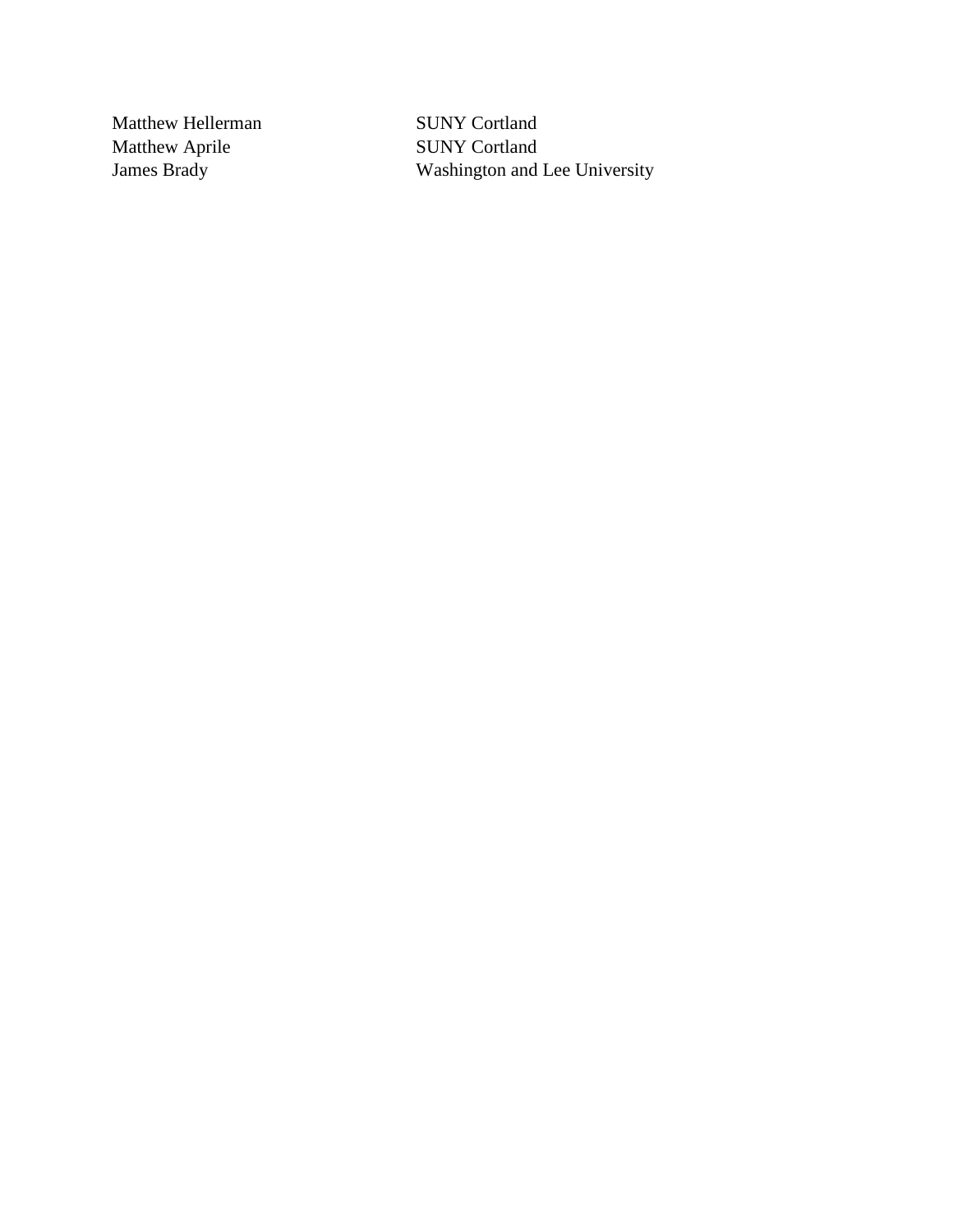| | |
|---|---|
| Matthew Hellerman | SUNY Cortland |
| Matthew Aprile | SUNY Cortland |
| James Brady | Washington and Lee University |